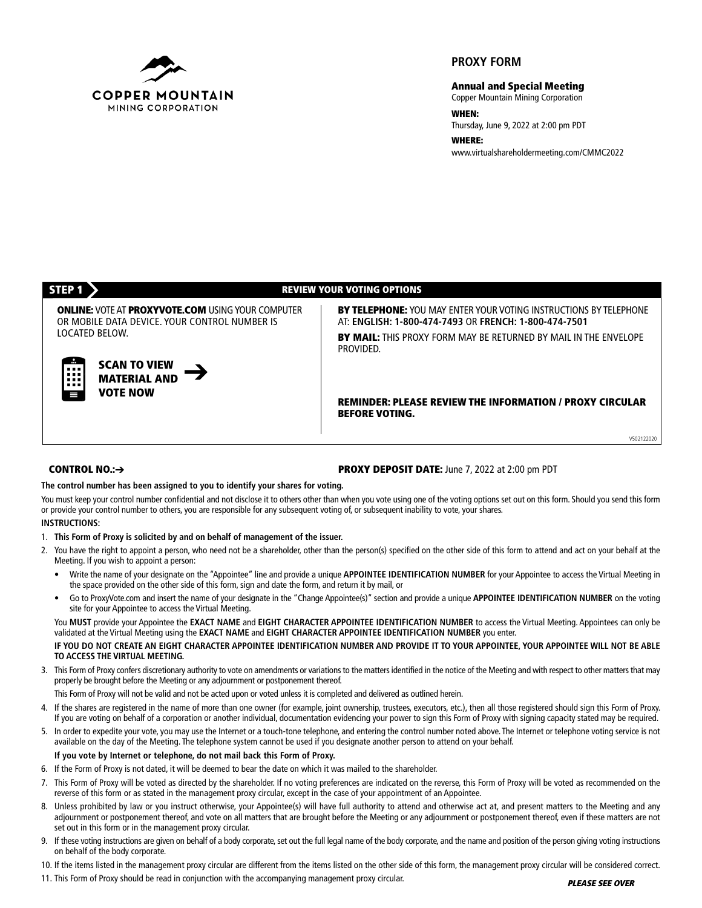COPPER MOUNTAIN
MINING CORPORATION

# PROXY FORM

**Annual and Special Meeting**
Copper Mountain Mining Corporation

**WHEN:**
Thursday, June 9, 2022 at 2:00 pm PDT

**WHERE:**
www.virtualshareholdermeeting.com/CMMC2022

## STEP 1 — REVIEW YOUR VOTING OPTIONS

**ONLINE:** VOTE AT **PROXYVOTE.COM** USING YOUR COMPUTER OR MOBILE DATA DEVICE. YOUR CONTROL NUMBER IS LOCATED BELOW.

**SCAN TO VIEW MATERIAL AND VOTE NOW** →

**BY TELEPHONE:** YOU MAY ENTER YOUR VOTING INSTRUCTIONS BY TELEPHONE AT: **ENGLISH: 1-800-474-7493** OR **FRENCH: 1-800-474-7501**

**BY MAIL:** THIS PROXY FORM MAY BE RETURNED BY MAIL IN THE ENVELOPE PROVIDED.

**REMINDER: PLEASE REVIEW THE INFORMATION / PROXY CIRCULAR BEFORE VOTING.**

V502122020

**CONTROL NO.:→**

**PROXY DEPOSIT DATE:** June 7, 2022 at 2:00 pm PDT

**The control number has been assigned to you to identify your shares for voting.**

You must keep your control number confidential and not disclose it to others other than when you vote using one of the voting options set out on this form. Should you send this form or provide your control number to others, you are responsible for any subsequent voting of, or subsequent inability to vote, your shares.

**INSTRUCTIONS:**

1. **This Form of Proxy is solicited by and on behalf of management of the issuer.**
2. You have the right to appoint a person, who need not be a shareholder, other than the person(s) specified on the other side of this form to attend and act on your behalf at the Meeting. If you wish to appoint a person:
   - Write the name of your designate on the "Appointee" line and provide a unique **APPOINTEE IDENTIFICATION NUMBER** for your Appointee to access the Virtual Meeting in the space provided on the other side of this form, sign and date the form, and return it by mail, or
   - Go to ProxyVote.com and insert the name of your designate in the "Change Appointee(s)" section and provide a unique **APPOINTEE IDENTIFICATION NUMBER** on the voting site for your Appointee to access the Virtual Meeting.

   You **MUST** provide your Appointee the **EXACT NAME** and **EIGHT CHARACTER APPOINTEE IDENTIFICATION NUMBER** to access the Virtual Meeting. Appointees can only be validated at the Virtual Meeting using the **EXACT NAME** and **EIGHT CHARACTER APPOINTEE IDENTIFICATION NUMBER** you enter.

   **IF YOU DO NOT CREATE AN EIGHT CHARACTER APPOINTEE IDENTIFICATION NUMBER AND PROVIDE IT TO YOUR APPOINTEE, YOUR APPOINTEE WILL NOT BE ABLE TO ACCESS THE VIRTUAL MEETING.**
3. This Form of Proxy confers discretionary authority to vote on amendments or variations to the matters identified in the notice of the Meeting and with respect to other matters that may properly be brought before the Meeting or any adjournment or postponement thereof.

   This Form of Proxy will not be valid and not be acted upon or voted unless it is completed and delivered as outlined herein.
4. If the shares are registered in the name of more than one owner (for example, joint ownership, trustees, executors, etc.), then all those registered should sign this Form of Proxy. If you are voting on behalf of a corporation or another individual, documentation evidencing your power to sign this Form of Proxy with signing capacity stated may be required.
5. In order to expedite your vote, you may use the Internet or a touch-tone telephone, and entering the control number noted above. The Internet or telephone voting service is not available on the day of the Meeting. The telephone system cannot be used if you designate another person to attend on your behalf.

   **If you vote by Internet or telephone, do not mail back this Form of Proxy.**
6. If the Form of Proxy is not dated, it will be deemed to bear the date on which it was mailed to the shareholder.
7. This Form of Proxy will be voted as directed by the shareholder. If no voting preferences are indicated on the reverse, this Form of Proxy will be voted as recommended on the reverse of this form or as stated in the management proxy circular, except in the case of your appointment of an Appointee.
8. Unless prohibited by law or you instruct otherwise, your Appointee(s) will have full authority to attend and otherwise act at, and present matters to the Meeting and any adjournment or postponement thereof, and vote on all matters that are brought before the Meeting or any adjournment or postponement thereof, even if these matters are not set out in this form or in the management proxy circular.
9. If these voting instructions are given on behalf of a body corporate, set out the full legal name of the body corporate, and the name and position of the person giving voting instructions on behalf of the body corporate.
10. If the items listed in the management proxy circular are different from the items listed on the other side of this form, the management proxy circular will be considered correct.
11. This Form of Proxy should be read in conjunction with the accompanying management proxy circular.

***PLEASE SEE OVER***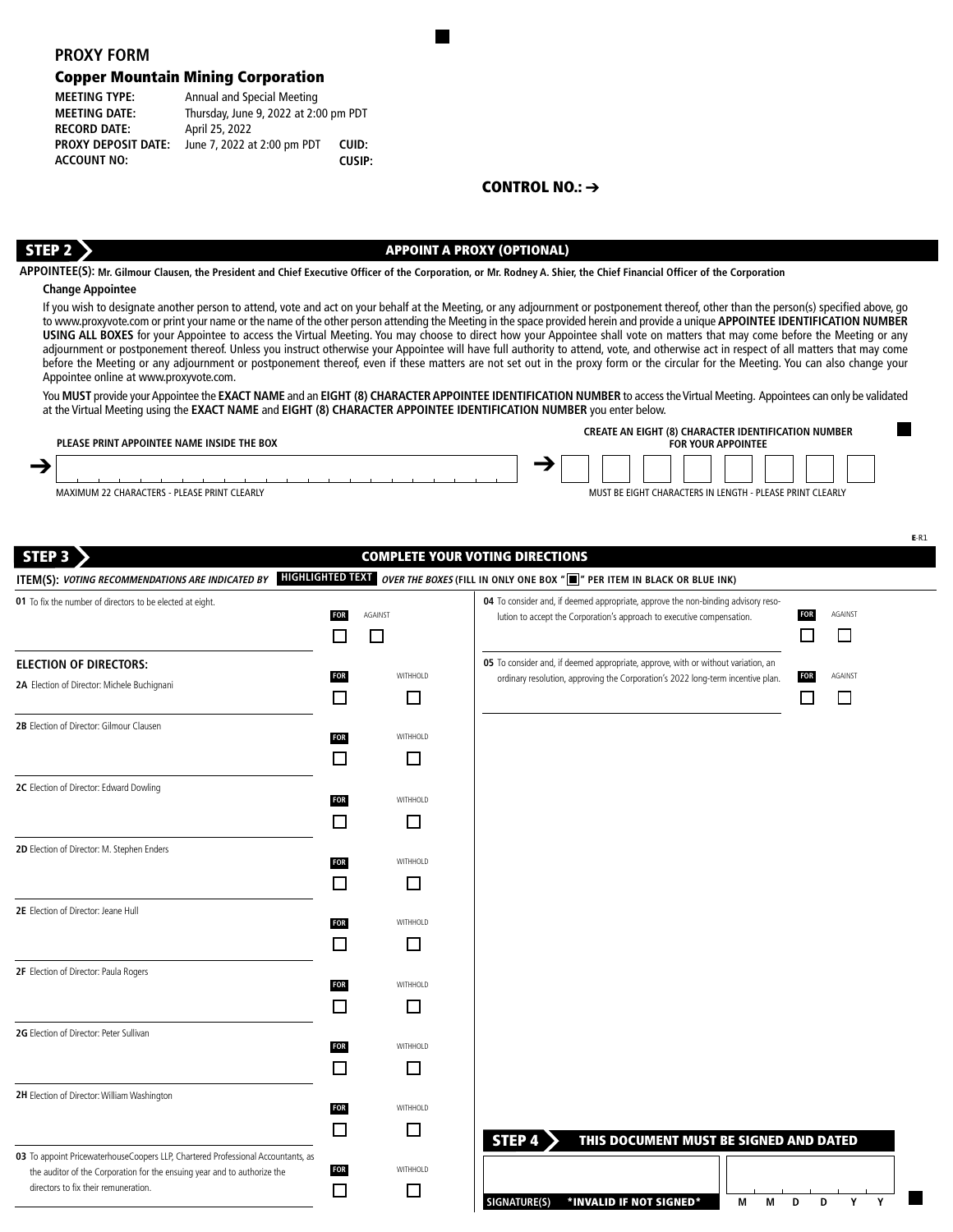# PROXY FORM

## Copper Mountain Mining Corporation

| | | | |
|---|---|---|---|
| **MEETING TYPE:** | Annual and Special Meeting | | |
| **MEETING DATE:** | Thursday, June 9, 2022 at 2:00 pm PDT | | |
| **RECORD DATE:** | April 25, 2022 | | |
| **PROXY DEPOSIT DATE:** | June 7, 2022 at 2:00 pm PDT | **CUID:** | |
| **ACCOUNT NO:** | | **CUSIP:** | |

**CONTROL NO.:** ➔

## STEP 2 — APPOINT A PROXY (OPTIONAL)

**APPOINTEE(S): Mr. Gilmour Clausen, the President and Chief Executive Officer of the Corporation, or Mr. Rodney A. Shier, the Chief Financial Officer of the Corporation**

**Change Appointee**

If you wish to designate another person to attend, vote and act on your behalf at the Meeting, or any adjournment or postponement thereof, other than the person(s) specified above, go to www.proxyvote.com or print your name or the name of the other person attending the Meeting in the space provided herein and provide a unique **APPOINTEE IDENTIFICATION NUMBER USING ALL BOXES** for your Appointee to access the Virtual Meeting. You may choose to direct how your Appointee shall vote on matters that may come before the Meeting or any adjournment or postponement thereof. Unless you instruct otherwise your Appointee will have full authority to attend, vote, and otherwise act in respect of all matters that may come before the Meeting or any adjournment or postponement thereof, even if these matters are not set out in the proxy form or the circular for the Meeting. You can also change your Appointee online at www.proxyvote.com.

You **MUST** provide your Appointee the **EXACT NAME** and an **EIGHT (8) CHARACTER APPOINTEE IDENTIFICATION NUMBER** to access the Virtual Meeting. Appointees can only be validated at the Virtual Meeting using the **EXACT NAME** and **EIGHT (8) CHARACTER APPOINTEE IDENTIFICATION NUMBER** you enter below.

**PLEASE PRINT APPOINTEE NAME INSIDE THE BOX**

➔ ☐

MAXIMUM 22 CHARACTERS - PLEASE PRINT CLEARLY

**CREATE AN EIGHT (8) CHARACTER IDENTIFICATION NUMBER FOR YOUR APPOINTEE**

➔ ☐ ☐ ☐ ☐ ☐ ☐ ☐ ☐

MUST BE EIGHT CHARACTERS IN LENGTH - PLEASE PRINT CLEARLY

E-R1

## STEP 3 — COMPLETE YOUR VOTING DIRECTIONS

**ITEM(S):** ***VOTING RECOMMENDATIONS ARE INDICATED BY*** **HIGHLIGHTED TEXT** ***OVER THE BOXES*** **(FILL IN ONLY ONE BOX "■" PER ITEM IN BLACK OR BLUE INK)**

| Item | | |
|---|---|---|
| **01** To fix the number of directors to be elected at eight. | **FOR** ☐ | AGAINST ☐ |
| **ELECTION OF DIRECTORS:** | | |
| **2A** Election of Director: Michele Buchignani | **FOR** ☐ | WITHHOLD ☐ |
| **2B** Election of Director: Gilmour Clausen | **FOR** ☐ | WITHHOLD ☐ |
| **2C** Election of Director: Edward Dowling | **FOR** ☐ | WITHHOLD ☐ |
| **2D** Election of Director: M. Stephen Enders | **FOR** ☐ | WITHHOLD ☐ |
| **2E** Election of Director: Jeane Hull | **FOR** ☐ | WITHHOLD ☐ |
| **2F** Election of Director: Paula Rogers | **FOR** ☐ | WITHHOLD ☐ |
| **2G** Election of Director: Peter Sullivan | **FOR** ☐ | WITHHOLD ☐ |
| **2H** Election of Director: William Washington | **FOR** ☐ | WITHHOLD ☐ |
| **03** To appoint PricewaterhouseCoopers LLP, Chartered Professional Accountants, as the auditor of the Corporation for the ensuing year and to authorize the directors to fix their remuneration. | **FOR** ☐ | WITHHOLD ☐ |
| **04** To consider and, if deemed appropriate, approve the non-binding advisory resolution to accept the Corporation's approach to executive compensation. | **FOR** ☐ | AGAINST ☐ |
| **05** To consider and, if deemed appropriate, approve, with or without variation, an ordinary resolution, approving the Corporation's 2022 long-term incentive plan. | **FOR** ☐ | AGAINST ☐ |

## STEP 4 — THIS DOCUMENT MUST BE SIGNED AND DATED

**SIGNATURE(S)** ***INVALID IF NOT SIGNED***

M M D D Y Y